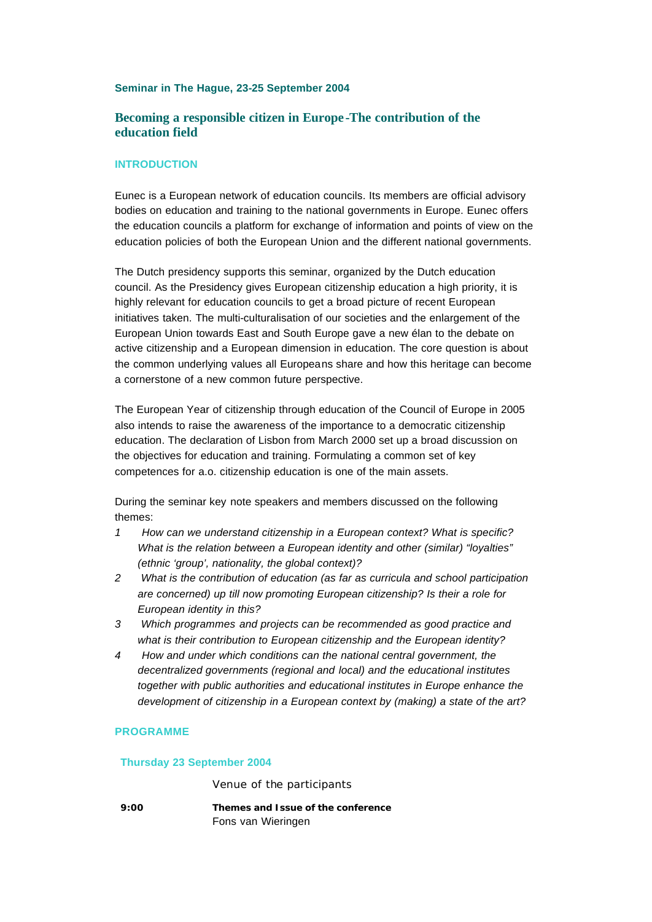**Seminar in The Hague, 23-25 September 2004**

# Becoming a responsible citizen in Europe -The contribution of the education field

## INTRODUCTION

Eunec is a European network of education councils. Its members are official advisory bodies on education and training to the national governments in Europe. Eunec offers the education councils a platform for exchange of information and points of view on the education policies of both the European Union and the different national governments.

The Dutch presidency supports this seminar, organized by the Dutch education council. As the Presidency gives European citizenship education a high priority, it is highly relevant for education councils to get a broad picture of recent European initiatives taken. The multi-culturalisation of our societies and the enlargement of the European Union towards East and South Europe gave a new élan to the debate on active citizenship and a European dimension in education. The core question is about the common underlying values all Europeans share and how this heritage can become a cornerstone of a new common future perspective.

The European Year of citizenship through education of the Council of Europe in 2005 also intends to raise the awareness of the importance to a democratic citizenship education. The declaration of Lisbon from March 2000 set up a broad discussion on the objectives for education and training. Formulating a common set of key competences for a.o. citizenship education is one of the main assets.

During the seminar key note speakers and members discussed on the following themes:

1. *How can we understand citizenship in a European context? What is specific? What is the relation between a European identity and other (similar) "loyalties" (ethnic 'group', nationality, the global context)?*
2. *What is the contribution of education (as far as curricula and school participation are concerned) up till now promoting European citizenship? Is their a role for European identity in this?*
3. *Which programmes and projects can be recommended as good practice and what is their contribution to European citizenship and the European identity?*
4. *How and under which conditions can the national central government, the decentralized governments (regional and local) and the educational institutes together with public authorities and educational institutes in Europe enhance the development of citizenship in a European context by (making) a state of the art?*

## PROGRAMME

### Thursday 23 September 2004

| | |
|---|---|
| | Venue of the participants |
| **9:00** | **Themes and Issue of the conference**<br>Fons van Wieringen |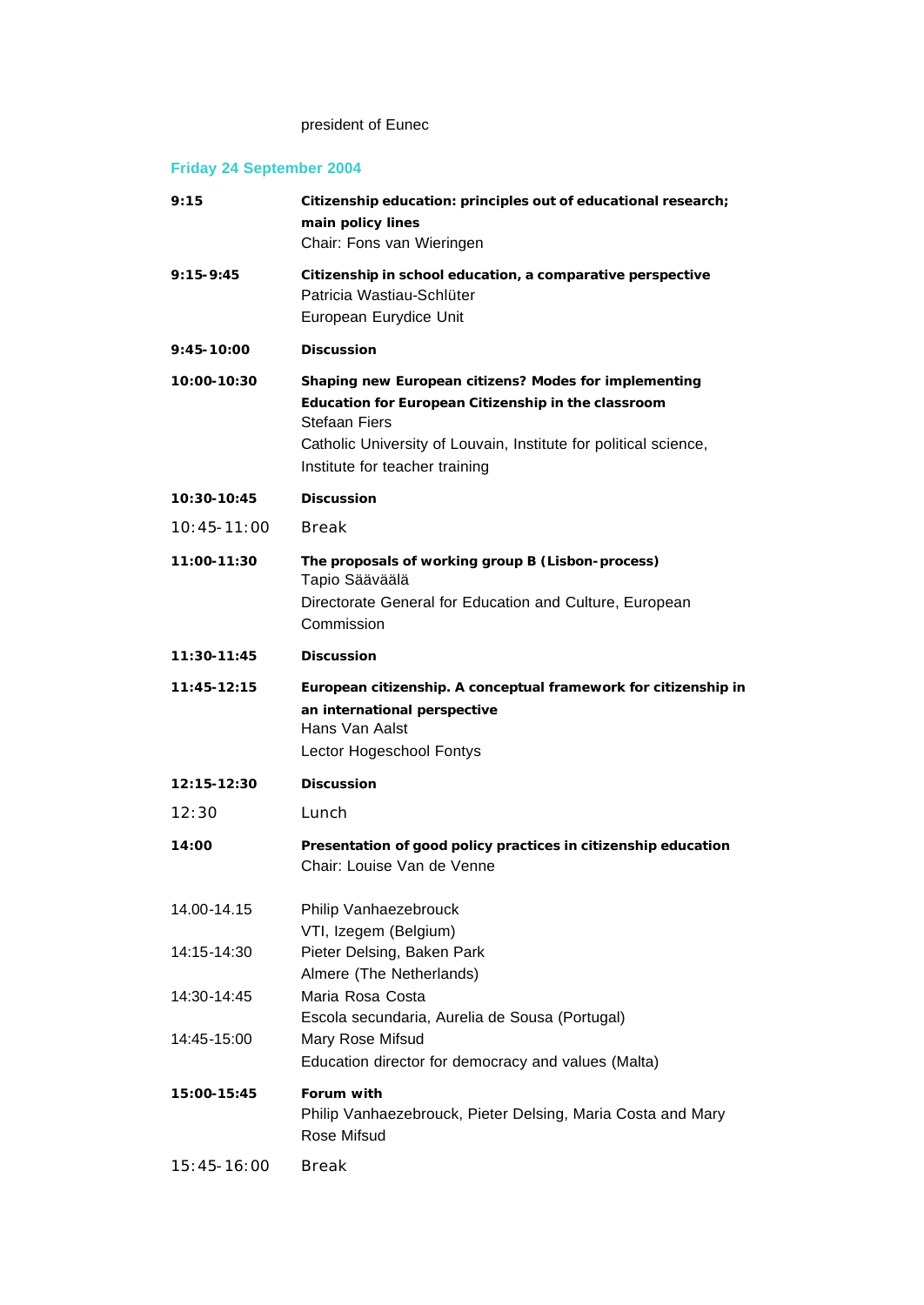president of Eunec

## Friday 24 September 2004

| | |
|---|---|
| **9:15** | **Citizenship education: principles out of educational research; main policy lines**<br>Chair: Fons van Wieringen |
| **9:15-9:45** | **Citizenship in school education, a comparative perspective**<br>Patricia Wastiau-Schlüter<br>European Eurydice Unit |
| **9:45-10:00** | **Discussion** |
| **10:00-10:30** | **Shaping new European citizens? Modes for implementing Education for European Citizenship in the classroom**<br>Stefaan Fiers<br>Catholic University of Louvain, Institute for political science, Institute for teacher training |
| **10:30-10:45** | **Discussion** |
| 10:45-11:00 | Break |
| **11:00-11:30** | **The proposals of working group B (Lisbon-process)**<br>Tapio Säävälä<br>Directorate General for Education and Culture, European Commission |
| **11:30-11:45** | **Discussion** |
| **11:45-12:15** | **European citizenship. A conceptual framework for citizenship in an international perspective**<br>Hans Van Aalst<br>Lector Hogeschool Fontys |
| **12:15-12:30** | **Discussion** |
| 12:30 | Lunch |
| **14:00** | **Presentation of good policy practices in citizenship education**<br>Chair: Louise Van de Venne |
| 14.00-14.15 | Philip Vanhaezebrouck<br>VTI, Izegem (Belgium) |
| 14:15-14:30 | Pieter Delsing, Baken Park<br>Almere (The Netherlands) |
| 14:30-14:45 | Maria Rosa Costa<br>Escola secundaria, Aurelia de Sousa (Portugal) |
| 14:45-15:00 | Mary Rose Mifsud<br>Education director for democracy and values (Malta) |
| **15:00-15:45** | **Forum with**<br>Philip Vanhaezebrouck, Pieter Delsing, Maria Costa and Mary Rose Mifsud |
| 15:45-16:00 | Break |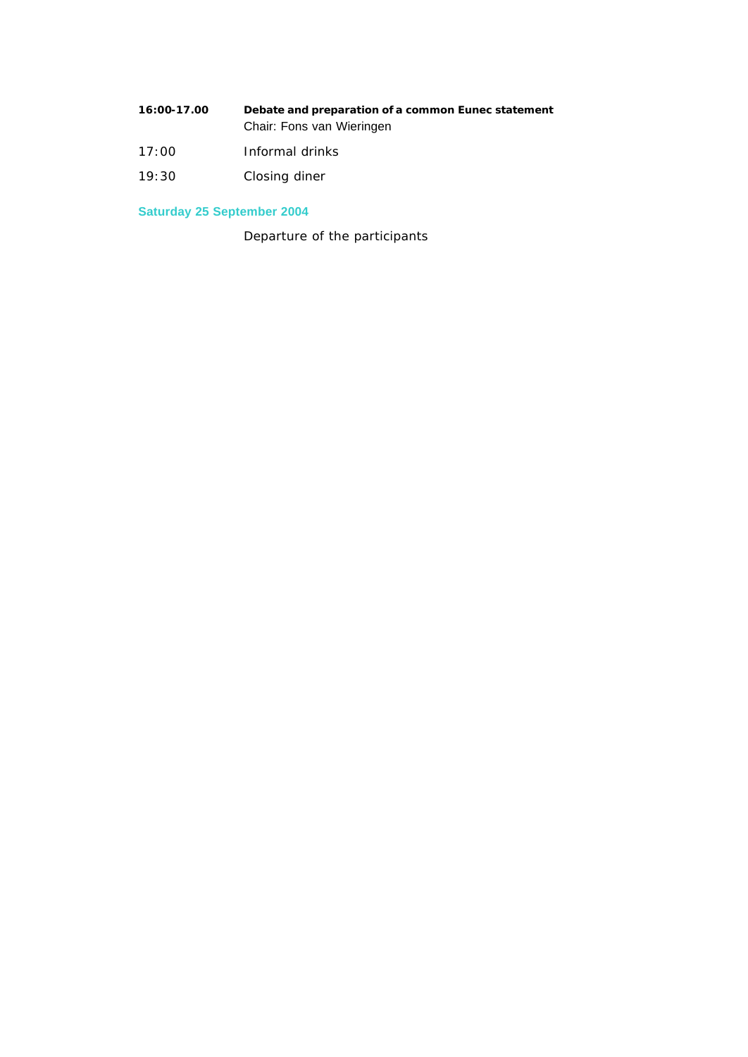**16:00-17.00** **Debate and preparation of a common Eunec statement**
Chair: Fons van Wieringen

17:00 Informal drinks

19:30 Closing diner

### Saturday 25 September 2004

Departure of the participants